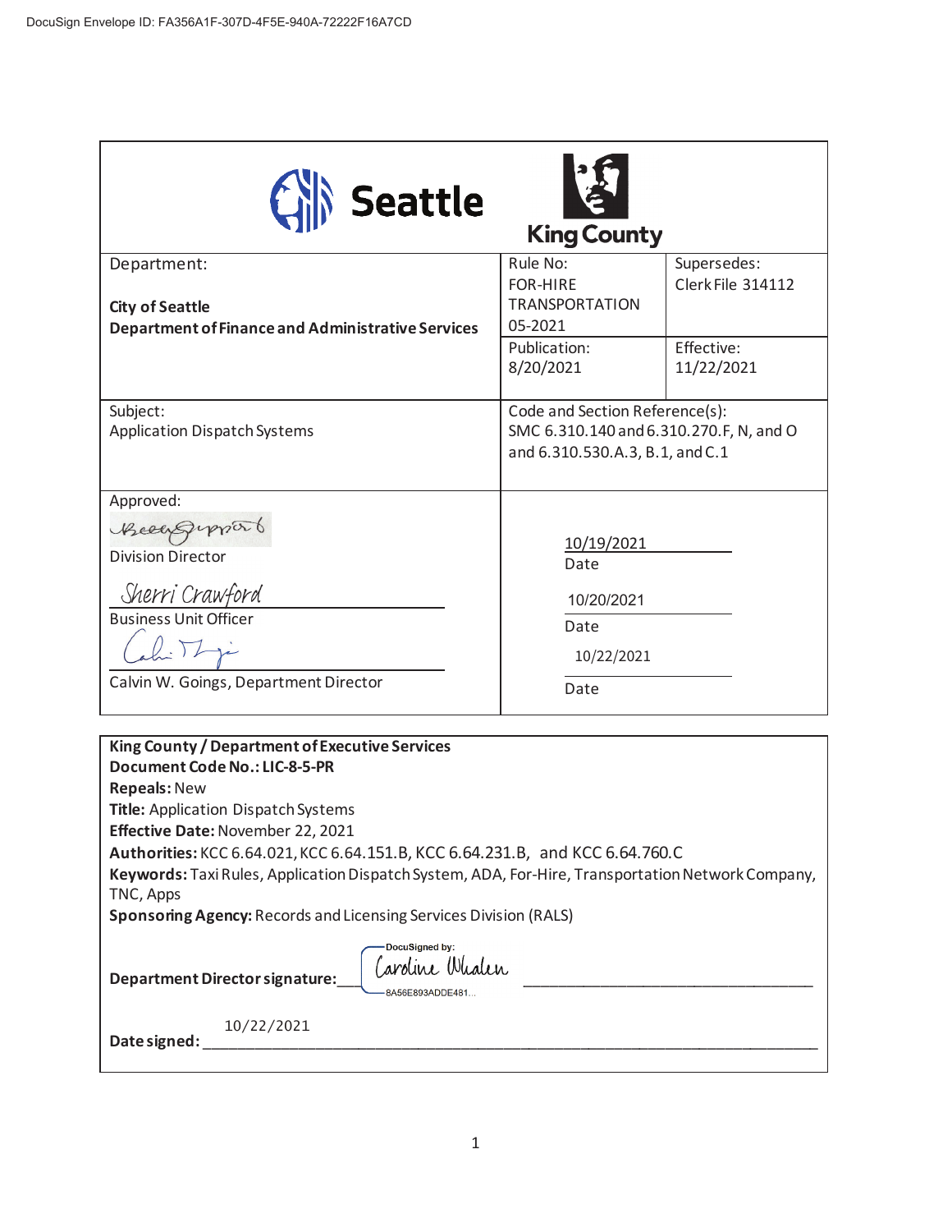DocuSign Envelope ID: FA356A1F-307D-4F5E-940A-72222F16A7CD

Seattle | King County

| Department: **City of Seattle** **Department of Finance and Administrative Services** | Rule No: FOR-HIRE TRANSPORTATION 05-2021 | Supersedes: Clerk File 314112 |
|---|---|---|
| | Publication: 8/20/2021 | Effective: 11/22/2021 |
| Subject: Application Dispatch Systems | Code and Section Reference(s): SMC 6.310.140 and 6.310.270.F, N, and O and 6.310.530.A.3, B.1, and C.1 | |
| Approved: [signature] Division Director | 10/19/2021 Date | |
| Sherri Crawford Business Unit Officer | 10/20/2021 Date | |
| [signature] Calvin W. Goings, Department Director | 10/22/2021 Date | |

**King County / Department of Executive Services**
**Document Code No.: LIC-8-5-PR**
**Repeals:** New
**Title:** Application Dispatch Systems
**Effective Date:** November 22, 2021
**Authorities:** KCC 6.64.021, KCC 6.64.151.B, KCC 6.64.231.B, and KCC 6.64.760.C
**Keywords:** Taxi Rules, Application Dispatch System, ADA, For-Hire, Transportation Network Company, TNC, Apps
**Sponsoring Agency:** Records and Licensing Services Division (RALS)

**Department Director signature:** DocuSigned by: Caroline Whalen 8A56E893ADDE481...

**Date signed:** 10/22/2021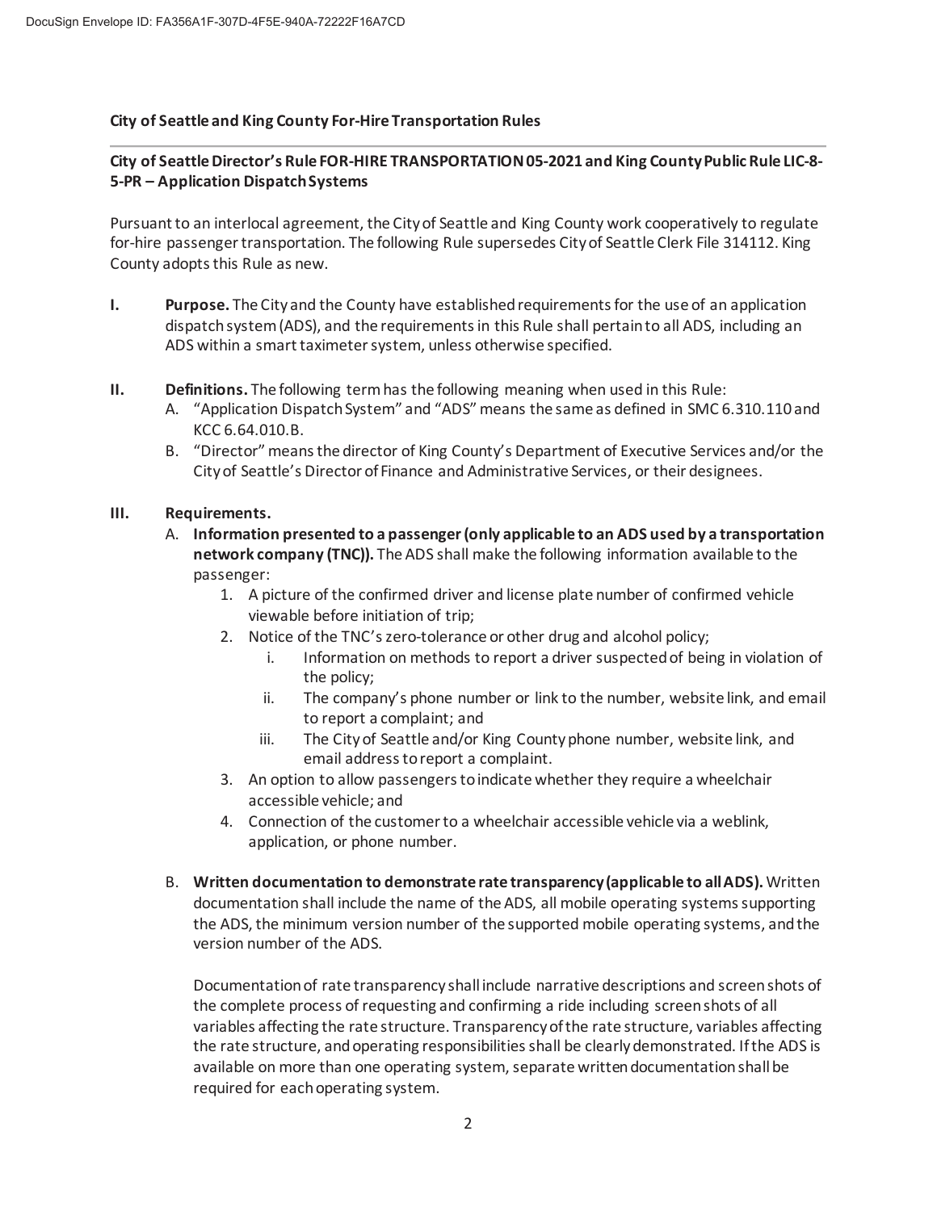**City of Seattle and King County For-Hire Transportation Rules**

---

**City of Seattle Director's Rule FOR-HIRE TRANSPORTATION 05-2021 and King County Public Rule LIC-8-5-PR – Application Dispatch Systems**

Pursuant to an interlocal agreement, the City of Seattle and King County work cooperatively to regulate for-hire passenger transportation. The following Rule supersedes City of Seattle Clerk File 314112. King County adopts this Rule as new.

**I. Purpose.** The City and the County have established requirements for the use of an application dispatch system (ADS), and the requirements in this Rule shall pertain to all ADS, including an ADS within a smart taximeter system, unless otherwise specified.

**II. Definitions.** The following term has the following meaning when used in this Rule:

A. "Application Dispatch System" and "ADS" means the same as defined in SMC 6.310.110 and KCC 6.64.010.B.

B. "Director" means the director of King County's Department of Executive Services and/or the City of Seattle's Director of Finance and Administrative Services, or their designees.

**III. Requirements.**

A. **Information presented to a passenger (only applicable to an ADS used by a transportation network company (TNC)).** The ADS shall make the following information available to the passenger:

1. A picture of the confirmed driver and license plate number of confirmed vehicle viewable before initiation of trip;
2. Notice of the TNC's zero-tolerance or other drug and alcohol policy;
   i. Information on methods to report a driver suspected of being in violation of the policy;
   ii. The company's phone number or link to the number, website link, and email to report a complaint; and
   iii. The City of Seattle and/or King County phone number, website link, and email address to report a complaint.
3. An option to allow passengers to indicate whether they require a wheelchair accessible vehicle; and
4. Connection of the customer to a wheelchair accessible vehicle via a weblink, application, or phone number.

B. **Written documentation to demonstrate rate transparency (applicable to all ADS).** Written documentation shall include the name of the ADS, all mobile operating systems supporting the ADS, the minimum version number of the supported mobile operating systems, and the version number of the ADS.

Documentation of rate transparency shall include narrative descriptions and screen shots of the complete process of requesting and confirming a ride including screen shots of all variables affecting the rate structure. Transparency of the rate structure, variables affecting the rate structure, and operating responsibilities shall be clearly demonstrated. If the ADS is available on more than one operating system, separate written documentation shall be required for each operating system.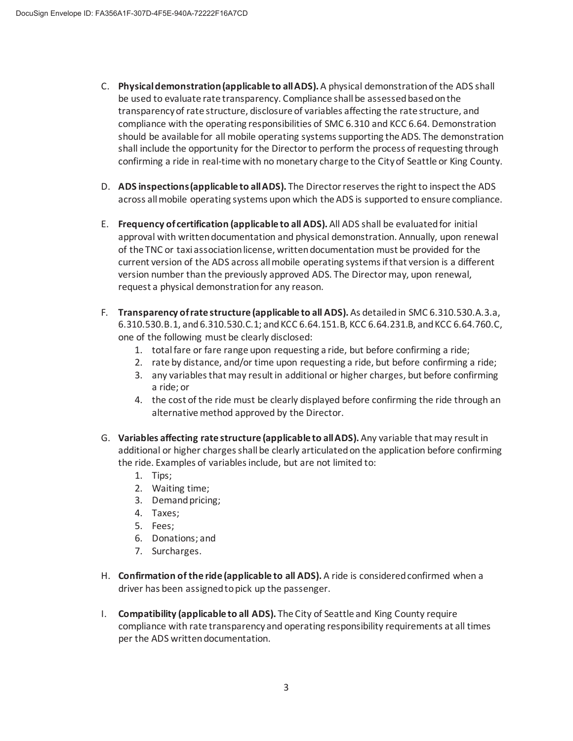C. **Physical demonstration (applicable to all ADS).** A physical demonstration of the ADS shall be used to evaluate rate transparency. Compliance shall be assessed based on the transparency of rate structure, disclosure of variables affecting the rate structure, and compliance with the operating responsibilities of SMC 6.310 and KCC 6.64. Demonstration should be available for all mobile operating systems supporting the ADS. The demonstration shall include the opportunity for the Director to perform the process of requesting through confirming a ride in real-time with no monetary charge to the City of Seattle or King County.

D. **ADS inspections (applicable to all ADS).** The Director reserves the right to inspect the ADS across all mobile operating systems upon which the ADS is supported to ensure compliance.

E. **Frequency of certification (applicable to all ADS).** All ADS shall be evaluated for initial approval with written documentation and physical demonstration. Annually, upon renewal of the TNC or taxi association license, written documentation must be provided for the current version of the ADS across all mobile operating systems if that version is a different version number than the previously approved ADS. The Director may, upon renewal, request a physical demonstration for any reason.

F. **Transparency of rate structure (applicable to all ADS).** As detailed in SMC 6.310.530.A.3.a, 6.310.530.B.1, and 6.310.530.C.1; and KCC 6.64.151.B, KCC 6.64.231.B, and KCC 6.64.760.C, one of the following must be clearly disclosed:
   1. total fare or fare range upon requesting a ride, but before confirming a ride;
   2. rate by distance, and/or time upon requesting a ride, but before confirming a ride;
   3. any variables that may result in additional or higher charges, but before confirming a ride; or
   4. the cost of the ride must be clearly displayed before confirming the ride through an alternative method approved by the Director.

G. **Variables affecting rate structure (applicable to all ADS).** Any variable that may result in additional or higher charges shall be clearly articulated on the application before confirming the ride. Examples of variables include, but are not limited to:
   1. Tips;
   2. Waiting time;
   3. Demand pricing;
   4. Taxes;
   5. Fees;
   6. Donations; and
   7. Surcharges.

H. **Confirmation of the ride (applicable to all ADS).** A ride is considered confirmed when a driver has been assigned to pick up the passenger.

I. **Compatibility (applicable to all ADS).** The City of Seattle and King County require compliance with rate transparency and operating responsibility requirements at all times per the ADS written documentation.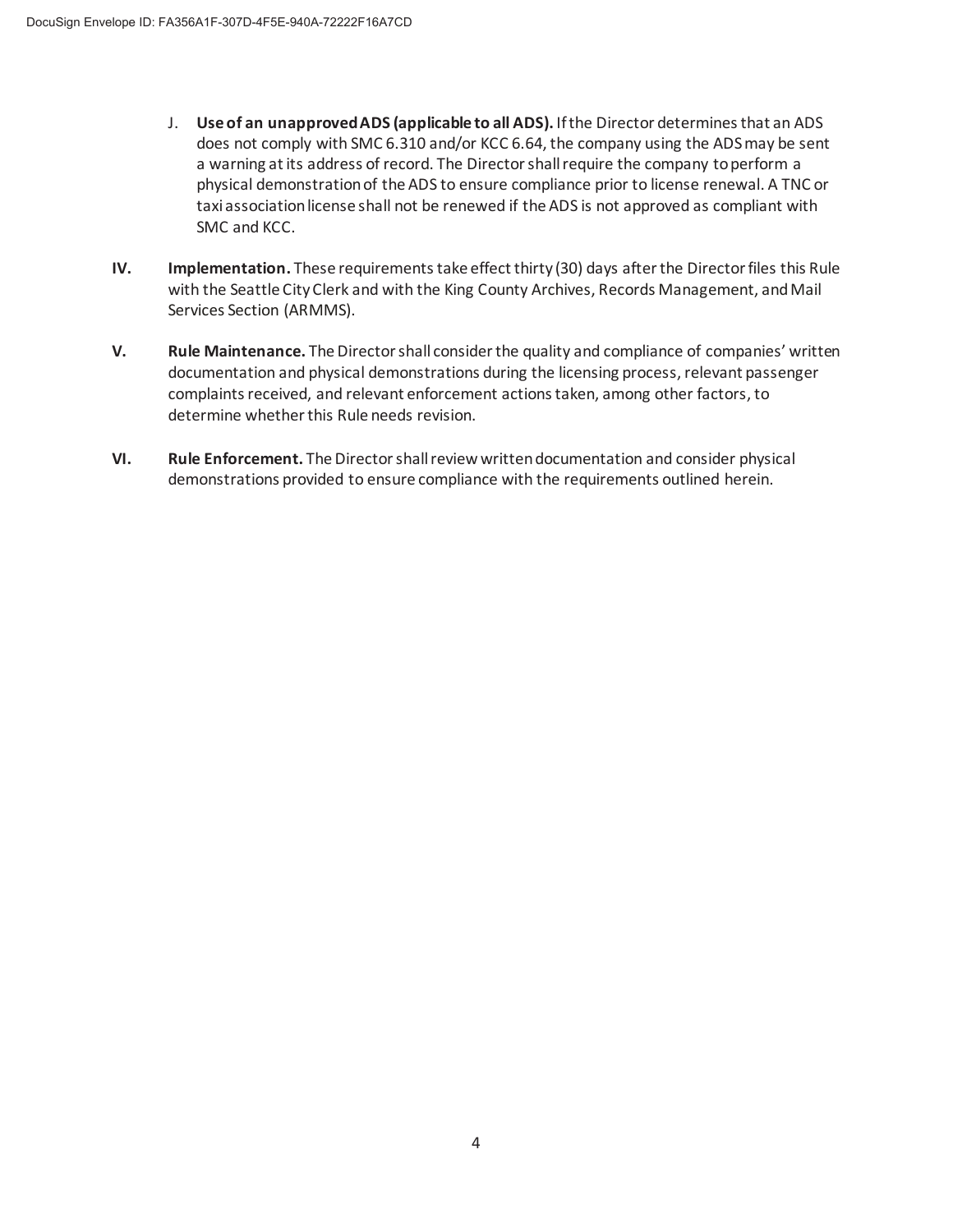J. **Use of an unapproved ADS (applicable to all ADS).** If the Director determines that an ADS does not comply with SMC 6.310 and/or KCC 6.64, the company using the ADS may be sent a warning at its address of record. The Director shall require the company to perform a physical demonstration of the ADS to ensure compliance prior to license renewal. A TNC or taxi association license shall not be renewed if the ADS is not approved as compliant with SMC and KCC.

**IV. Implementation.** These requirements take effect thirty (30) days after the Director files this Rule with the Seattle City Clerk and with the King County Archives, Records Management, and Mail Services Section (ARMMS).

**V. Rule Maintenance.** The Director shall consider the quality and compliance of companies' written documentation and physical demonstrations during the licensing process, relevant passenger complaints received, and relevant enforcement actions taken, among other factors, to determine whether this Rule needs revision.

**VI. Rule Enforcement.** The Director shall review written documentation and consider physical demonstrations provided to ensure compliance with the requirements outlined herein.